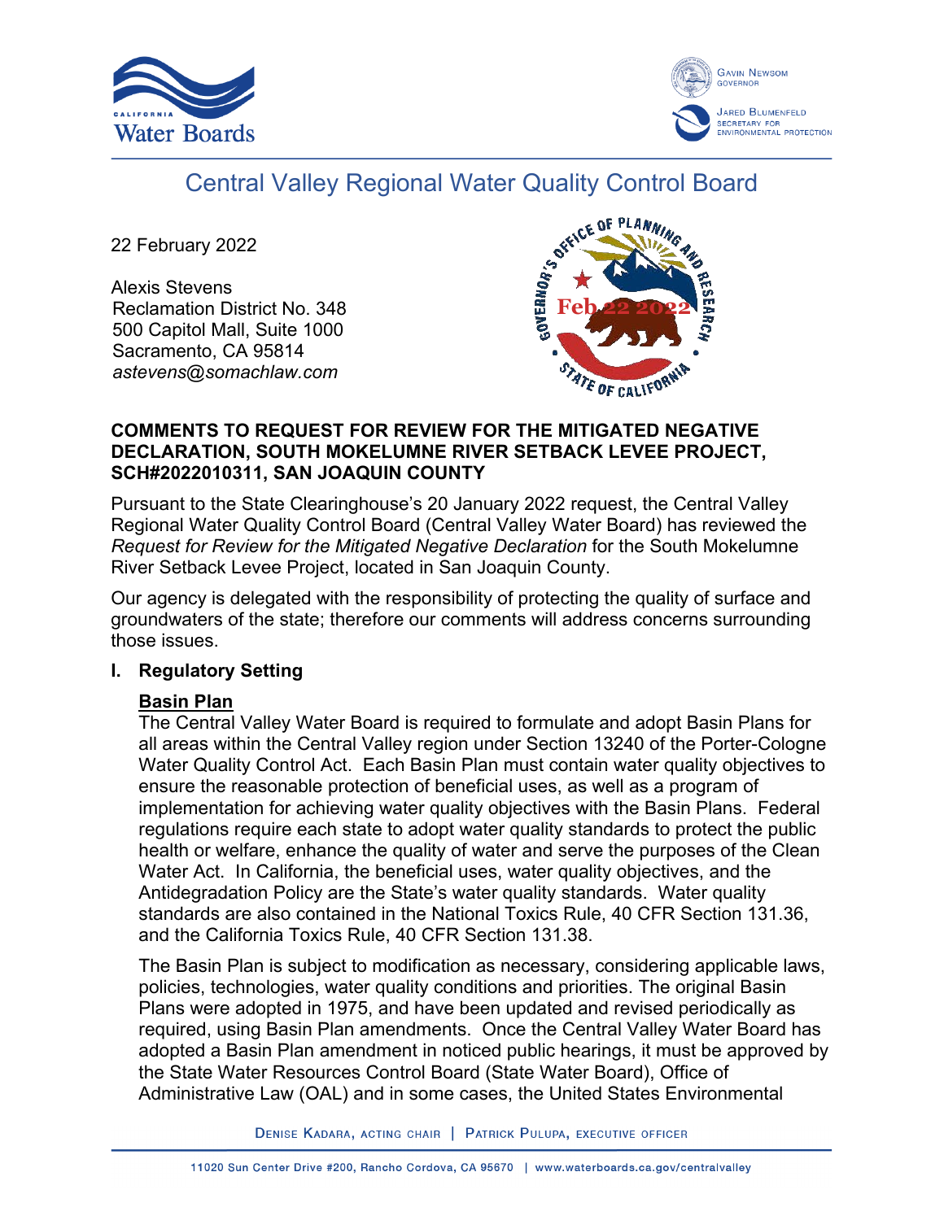# Central Valley Regional Water Quality Control Board

22 February 2022

Alexis Stevens
Reclamation District No. 348
500 Capitol Mall, Suite 1000
Sacramento, CA 95814
*astevens@somachlaw.com*

**COMMENTS TO REQUEST FOR REVIEW FOR THE MITIGATED NEGATIVE DECLARATION, SOUTH MOKELUMNE RIVER SETBACK LEVEE PROJECT, SCH#2022010311, SAN JOAQUIN COUNTY**

Pursuant to the State Clearinghouse's 20 January 2022 request, the Central Valley Regional Water Quality Control Board (Central Valley Water Board) has reviewed the *Request for Review for the Mitigated Negative Declaration* for the South Mokelumne River Setback Levee Project, located in San Joaquin County.

Our agency is delegated with the responsibility of protecting the quality of surface and groundwaters of the state; therefore our comments will address concerns surrounding those issues.

## I. Regulatory Setting

### Basin Plan

The Central Valley Water Board is required to formulate and adopt Basin Plans for all areas within the Central Valley region under Section 13240 of the Porter-Cologne Water Quality Control Act. Each Basin Plan must contain water quality objectives to ensure the reasonable protection of beneficial uses, as well as a program of implementation for achieving water quality objectives with the Basin Plans. Federal regulations require each state to adopt water quality standards to protect the public health or welfare, enhance the quality of water and serve the purposes of the Clean Water Act. In California, the beneficial uses, water quality objectives, and the Antidegradation Policy are the State's water quality standards. Water quality standards are also contained in the National Toxics Rule, 40 CFR Section 131.36, and the California Toxics Rule, 40 CFR Section 131.38.

The Basin Plan is subject to modification as necessary, considering applicable laws, policies, technologies, water quality conditions and priorities. The original Basin Plans were adopted in 1975, and have been updated and revised periodically as required, using Basin Plan amendments. Once the Central Valley Water Board has adopted a Basin Plan amendment in noticed public hearings, it must be approved by the State Water Resources Control Board (State Water Board), Office of Administrative Law (OAL) and in some cases, the United States Environmental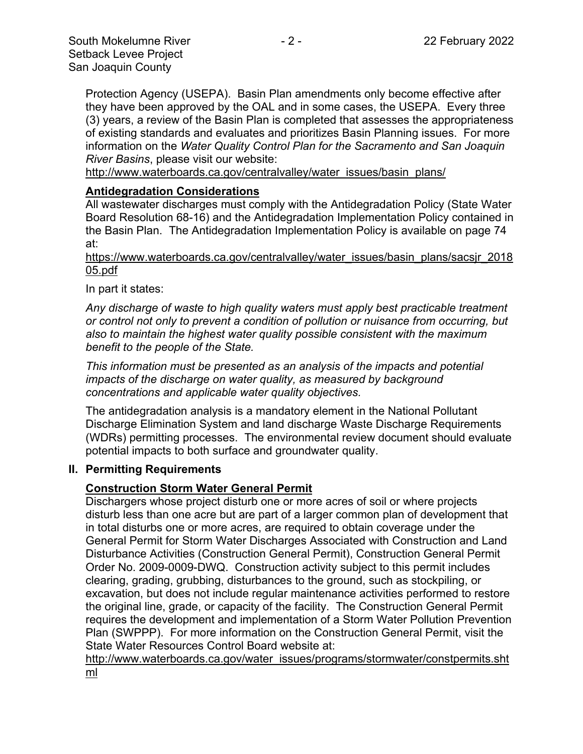Protection Agency (USEPA). Basin Plan amendments only become effective after they have been approved by the OAL and in some cases, the USEPA. Every three (3) years, a review of the Basin Plan is completed that assesses the appropriateness of existing standards and evaluates and prioritizes Basin Planning issues. For more information on the *Water Quality Control Plan for the Sacramento and San Joaquin River Basins*, please visit our website:

http://www.waterboards.ca.gov/centralvalley/water_issues/basin_plans/

**Antidegradation Considerations**

All wastewater discharges must comply with the Antidegradation Policy (State Water Board Resolution 68-16) and the Antidegradation Implementation Policy contained in the Basin Plan. The Antidegradation Implementation Policy is available on page 74 at:

https://www.waterboards.ca.gov/centralvalley/water_issues/basin_plans/sacsjr_201805.pdf

In part it states:

*Any discharge of waste to high quality waters must apply best practicable treatment or control not only to prevent a condition of pollution or nuisance from occurring, but also to maintain the highest water quality possible consistent with the maximum benefit to the people of the State.*

*This information must be presented as an analysis of the impacts and potential impacts of the discharge on water quality, as measured by background concentrations and applicable water quality objectives.*

The antidegradation analysis is a mandatory element in the National Pollutant Discharge Elimination System and land discharge Waste Discharge Requirements (WDRs) permitting processes. The environmental review document should evaluate potential impacts to both surface and groundwater quality.

## II. Permitting Requirements

**Construction Storm Water General Permit**

Dischargers whose project disturb one or more acres of soil or where projects disturb less than one acre but are part of a larger common plan of development that in total disturbs one or more acres, are required to obtain coverage under the General Permit for Storm Water Discharges Associated with Construction and Land Disturbance Activities (Construction General Permit), Construction General Permit Order No. 2009-0009-DWQ. Construction activity subject to this permit includes clearing, grading, grubbing, disturbances to the ground, such as stockpiling, or excavation, but does not include regular maintenance activities performed to restore the original line, grade, or capacity of the facility. The Construction General Permit requires the development and implementation of a Storm Water Pollution Prevention Plan (SWPPP). For more information on the Construction General Permit, visit the State Water Resources Control Board website at:

http://www.waterboards.ca.gov/water_issues/programs/stormwater/constpermits.shtml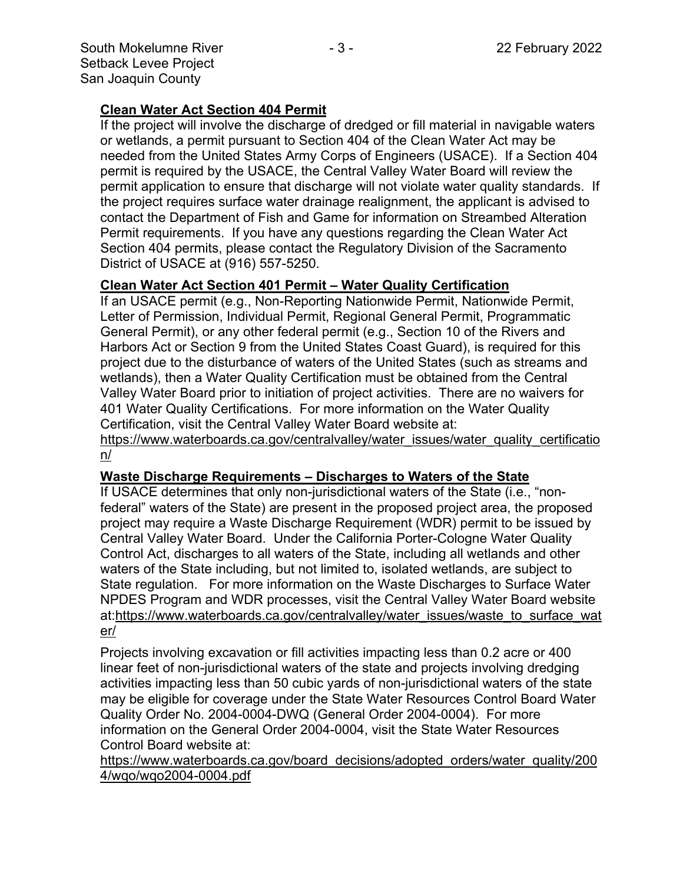## Clean Water Act Section 404 Permit

If the project will involve the discharge of dredged or fill material in navigable waters or wetlands, a permit pursuant to Section 404 of the Clean Water Act may be needed from the United States Army Corps of Engineers (USACE). If a Section 404 permit is required by the USACE, the Central Valley Water Board will review the permit application to ensure that discharge will not violate water quality standards. If the project requires surface water drainage realignment, the applicant is advised to contact the Department of Fish and Game for information on Streambed Alteration Permit requirements. If you have any questions regarding the Clean Water Act Section 404 permits, please contact the Regulatory Division of the Sacramento District of USACE at (916) 557-5250.

## Clean Water Act Section 401 Permit – Water Quality Certification

If an USACE permit (e.g., Non-Reporting Nationwide Permit, Nationwide Permit, Letter of Permission, Individual Permit, Regional General Permit, Programmatic General Permit), or any other federal permit (e.g., Section 10 of the Rivers and Harbors Act or Section 9 from the United States Coast Guard), is required for this project due to the disturbance of waters of the United States (such as streams and wetlands), then a Water Quality Certification must be obtained from the Central Valley Water Board prior to initiation of project activities. There are no waivers for 401 Water Quality Certifications. For more information on the Water Quality Certification, visit the Central Valley Water Board website at:
https://www.waterboards.ca.gov/centralvalley/water_issues/water_quality_certification/

## Waste Discharge Requirements – Discharges to Waters of the State

If USACE determines that only non-jurisdictional waters of the State (i.e., "non-federal" waters of the State) are present in the proposed project area, the proposed project may require a Waste Discharge Requirement (WDR) permit to be issued by Central Valley Water Board. Under the California Porter-Cologne Water Quality Control Act, discharges to all waters of the State, including all wetlands and other waters of the State including, but not limited to, isolated wetlands, are subject to State regulation. For more information on the Waste Discharges to Surface Water NPDES Program and WDR processes, visit the Central Valley Water Board website at:https://www.waterboards.ca.gov/centralvalley/water_issues/waste_to_surface_water/

Projects involving excavation or fill activities impacting less than 0.2 acre or 400 linear feet of non-jurisdictional waters of the state and projects involving dredging activities impacting less than 50 cubic yards of non-jurisdictional waters of the state may be eligible for coverage under the State Water Resources Control Board Water Quality Order No. 2004-0004-DWQ (General Order 2004-0004). For more information on the General Order 2004-0004, visit the State Water Resources Control Board website at:
https://www.waterboards.ca.gov/board_decisions/adopted_orders/water_quality/2004/wqo/wqo2004-0004.pdf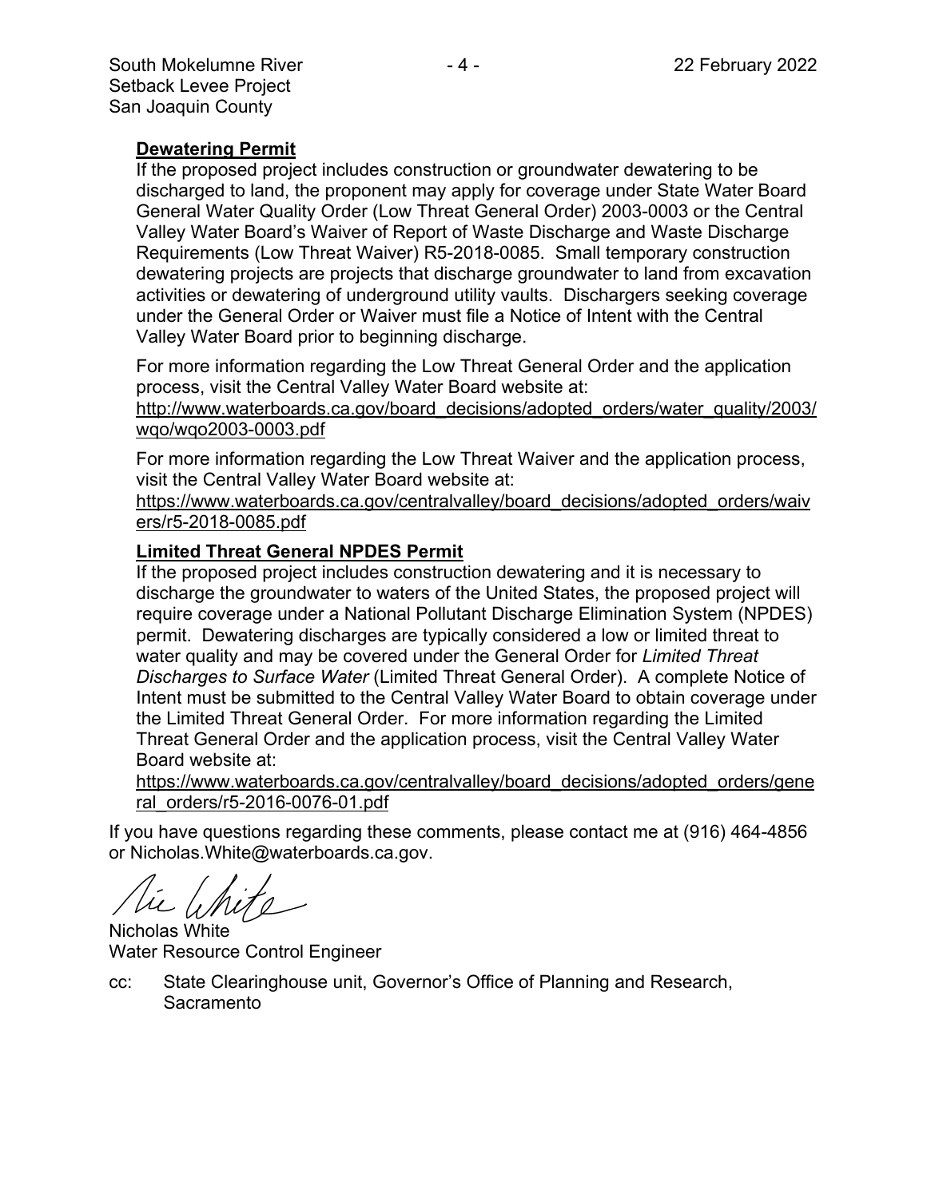**Dewatering Permit**

If the proposed project includes construction or groundwater dewatering to be discharged to land, the proponent may apply for coverage under State Water Board General Water Quality Order (Low Threat General Order) 2003-0003 or the Central Valley Water Board's Waiver of Report of Waste Discharge and Waste Discharge Requirements (Low Threat Waiver) R5-2018-0085. Small temporary construction dewatering projects are projects that discharge groundwater to land from excavation activities or dewatering of underground utility vaults. Dischargers seeking coverage under the General Order or Waiver must file a Notice of Intent with the Central Valley Water Board prior to beginning discharge.

For more information regarding the Low Threat General Order and the application process, visit the Central Valley Water Board website at:
http://www.waterboards.ca.gov/board_decisions/adopted_orders/water_quality/2003/wqo/wqo2003-0003.pdf

For more information regarding the Low Threat Waiver and the application process, visit the Central Valley Water Board website at:
https://www.waterboards.ca.gov/centralvalley/board_decisions/adopted_orders/waivers/r5-2018-0085.pdf

**Limited Threat General NPDES Permit**

If the proposed project includes construction dewatering and it is necessary to discharge the groundwater to waters of the United States, the proposed project will require coverage under a National Pollutant Discharge Elimination System (NPDES) permit. Dewatering discharges are typically considered a low or limited threat to water quality and may be covered under the General Order for *Limited Threat Discharges to Surface Water* (Limited Threat General Order). A complete Notice of Intent must be submitted to the Central Valley Water Board to obtain coverage under the Limited Threat General Order. For more information regarding the Limited Threat General Order and the application process, visit the Central Valley Water Board website at:
https://www.waterboards.ca.gov/centralvalley/board_decisions/adopted_orders/general_orders/r5-2016-0076-01.pdf

If you have questions regarding these comments, please contact me at (916) 464-4856 or Nicholas.White@waterboards.ca.gov.

Nicholas White
Water Resource Control Engineer

cc: State Clearinghouse unit, Governor's Office of Planning and Research, Sacramento